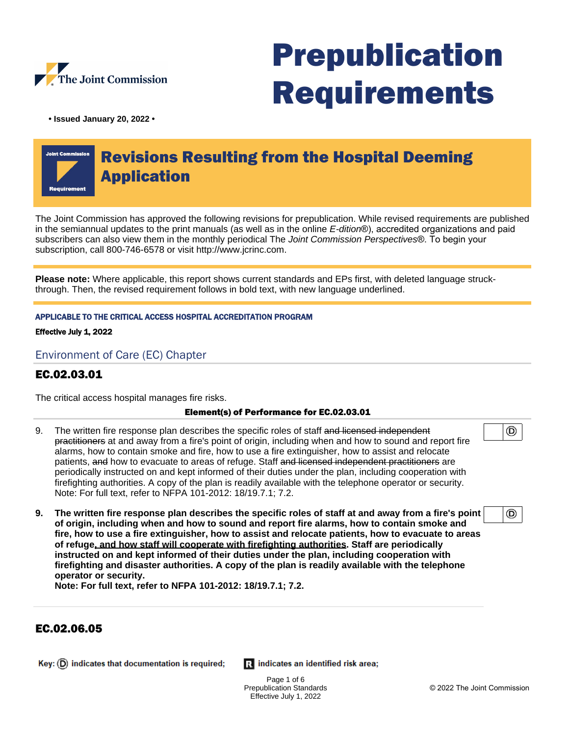The Joint Commission

# Prepublication Requirements

**• Issued January 20, 2022 •**

## Revisions Resulting from the Hospital Deeming Application

The Joint Commission has approved the following revisions for prepublication. While revised requirements are published in the semiannual updates to the print manuals (as well as in the online *E-dition*®), accredited organizations and paid subscribers can also view them in the monthly periodical The *Joint Commission Perspectives*®. To begin your subscription, call 800-746-6578 or visit http://www.jcrinc.com.

**Please note:** Where applicable, this report shows current standards and EPs first, with deleted language struck-through. Then, the revised requirement follows in bold text, with new language underlined.

**APPLICABLE TO THE CRITICAL ACCESS HOSPITAL ACCREDITATION PROGRAM**

**Effective July 1, 2022**

### Environment of Care (EC) Chapter

### EC.02.03.01

The critical access hospital manages fire risks.

**Element(s) of Performance for EC.02.03.01**

9. The written fire response plan describes the specific roles of staff ~~and licensed independent practitioners~~ at and away from a fire's point of origin, including when and how to sound and report fire alarms, how to contain smoke and fire, how to use a fire extinguisher, how to assist and relocate patients, ~~and~~ how to evacuate to areas of refuge. Staff ~~and licensed independent practitioners~~ are periodically instructed on and kept informed of their duties under the plan, including cooperation with firefighting authorities. A copy of the plan is readily available with the telephone operator or security.
Note: For full text, refer to NFPA 101-2012: 18/19.7.1; 7.2. (D)

**9. The written fire response plan describes the specific roles of staff at and away from a fire's point of origin, including when and how to sound and report fire alarms, how to contain smoke and fire, how to use a fire extinguisher, how to assist and relocate patients, how to evacuate to areas of refuge<u>, and how staff will cooperate with firefighting authorities</u>. Staff are periodically instructed on and kept informed of their duties under the plan, including cooperation with firefighting and disaster authorities. A copy of the plan is readily available with the telephone operator or security.**
**Note: For full text, refer to NFPA 101-2012: 18/19.7.1; 7.2.** (D)

### EC.02.06.05

Key: (D) indicates that documentation is required; (R) indicates an identified risk area;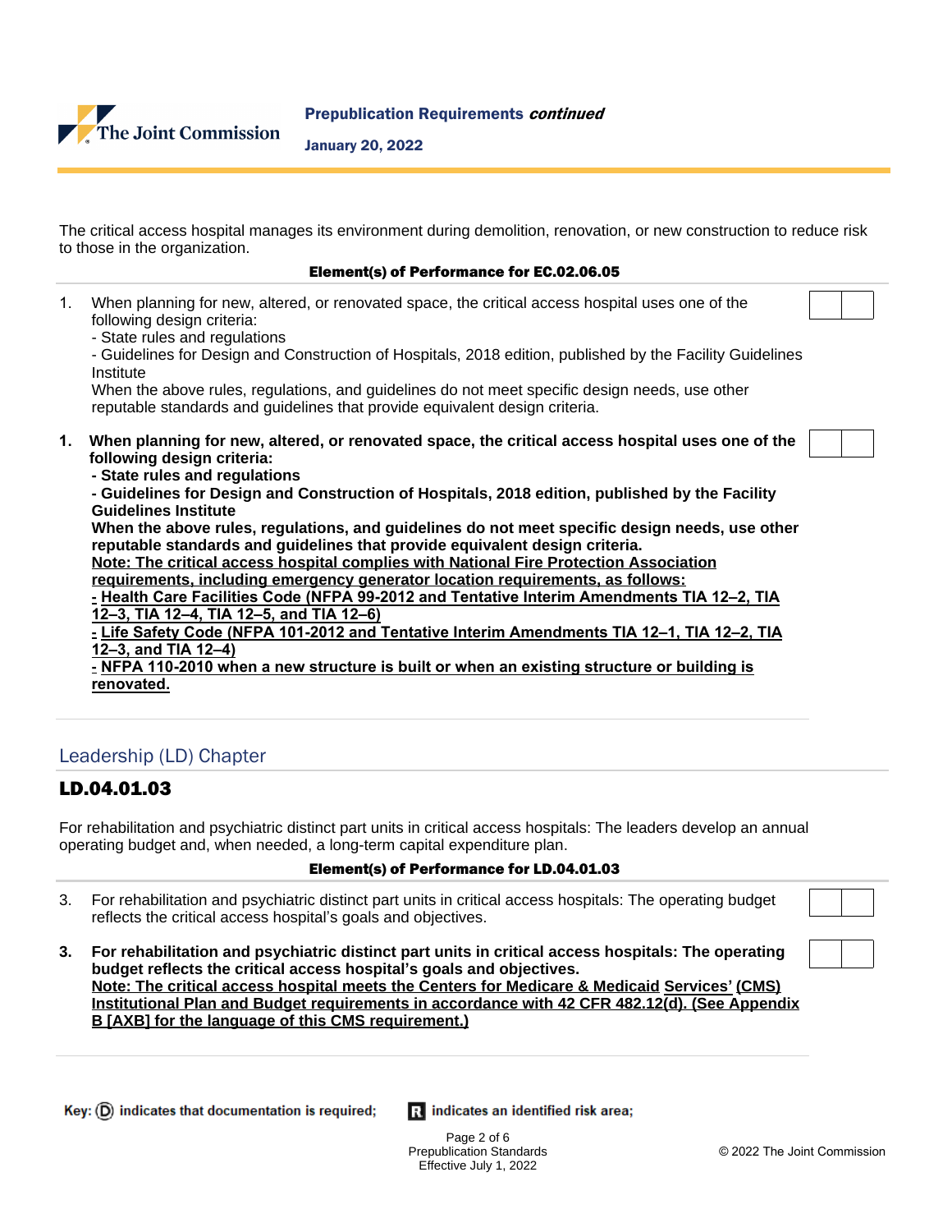The critical access hospital manages its environment during demolition, renovation, or new construction to reduce risk to those in the organization.

**Element(s) of Performance for EC.02.06.05**

1. When planning for new, altered, or renovated space, the critical access hospital uses one of the following design criteria:
   - State rules and regulations
   - Guidelines for Design and Construction of Hospitals, 2018 edition, published by the Facility Guidelines Institute

   When the above rules, regulations, and guidelines do not meet specific design needs, use other reputable standards and guidelines that provide equivalent design criteria.

**1. When planning for new, altered, or renovated space, the critical access hospital uses one of the following design criteria:**
**- State rules and regulations**
**- Guidelines for Design and Construction of Hospitals, 2018 edition, published by the Facility Guidelines Institute**
**When the above rules, regulations, and guidelines do not meet specific design needs, use other reputable standards and guidelines that provide equivalent design criteria.**
<u>**Note: The critical access hospital complies with National Fire Protection Association requirements, including emergency generator location requirements, as follows:**</u>
<u>**- Health Care Facilities Code (NFPA 99-2012 and Tentative Interim Amendments TIA 12–2, TIA 12–3, TIA 12–4, TIA 12–5, and TIA 12–6)**</u>
<u>**- Life Safety Code (NFPA 101-2012 and Tentative Interim Amendments TIA 12–1, TIA 12–2, TIA 12–3, and TIA 12–4)**</u>
<u>**- NFPA 110-2010 when a new structure is built or when an existing structure or building is renovated.**</u>

## Leadership (LD) Chapter

### LD.04.01.03

For rehabilitation and psychiatric distinct part units in critical access hospitals: The leaders develop an annual operating budget and, when needed, a long-term capital expenditure plan.

**Element(s) of Performance for LD.04.01.03**

3. For rehabilitation and psychiatric distinct part units in critical access hospitals: The operating budget reflects the critical access hospital's goals and objectives.

**3. For rehabilitation and psychiatric distinct part units in critical access hospitals: The operating budget reflects the critical access hospital's goals and objectives.**
<u>**Note: The critical access hospital meets the Centers for Medicare & Medicaid Services' (CMS) Institutional Plan and Budget requirements in accordance with 42 CFR 482.12(d). (See Appendix B [AXB] for the language of this CMS requirement.)**</u>

Key: (D) indicates that documentation is required; R indicates an identified risk area;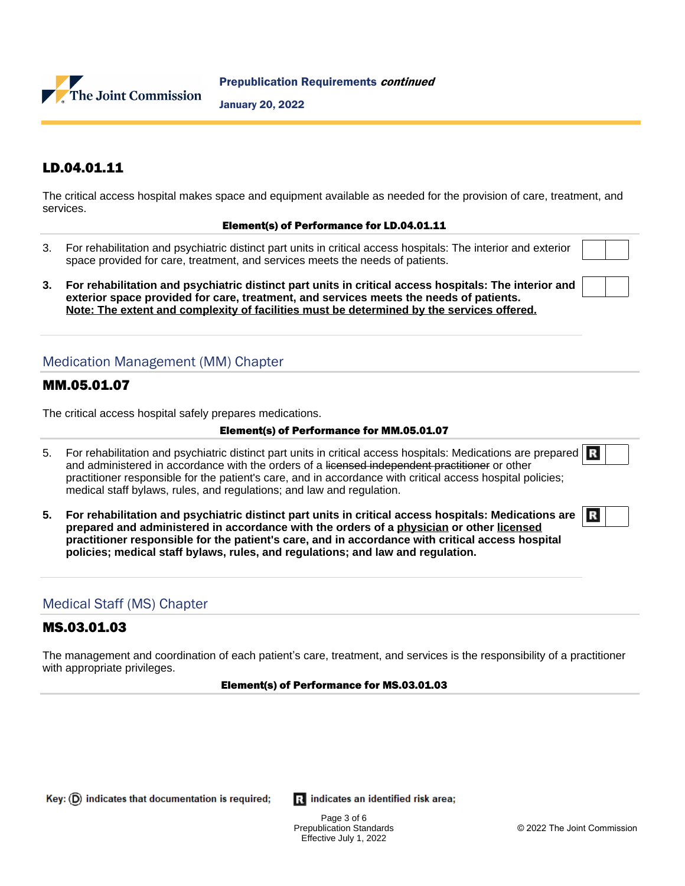## LD.04.01.11

The critical access hospital makes space and equipment available as needed for the provision of care, treatment, and services.

**Element(s) of Performance for LD.04.01.11**

3. For rehabilitation and psychiatric distinct part units in critical access hospitals: The interior and exterior space provided for care, treatment, and services meets the needs of patients.

**3. For rehabilitation and psychiatric distinct part units in critical access hospitals: The interior and exterior space provided for care, treatment, and services meets the needs of patients.**
**<u>Note: The extent and complexity of facilities must be determined by the services offered.</u>**

# Medication Management (MM) Chapter

## MM.05.01.07

The critical access hospital safely prepares medications.

**Element(s) of Performance for MM.05.01.07**

5. For rehabilitation and psychiatric distinct part units in critical access hospitals: Medications are prepared and administered in accordance with the orders of a ~~licensed independent practitioner~~ or other practitioner responsible for the patient's care, and in accordance with critical access hospital policies; medical staff bylaws, rules, and regulations; and law and regulation. (R)

**5. For rehabilitation and psychiatric distinct part units in critical access hospitals: Medications are prepared and administered in accordance with the orders of a <u>physician</u> or other <u>licensed</u> practitioner responsible for the patient's care, and in accordance with critical access hospital policies; medical staff bylaws, rules, and regulations; and law and regulation.** (R)

# Medical Staff (MS) Chapter

## MS.03.01.03

The management and coordination of each patient's care, treatment, and services is the responsibility of a practitioner with appropriate privileges.

**Element(s) of Performance for MS.03.01.03**

Key: (D) indicates that documentation is required; (R) indicates an identified risk area;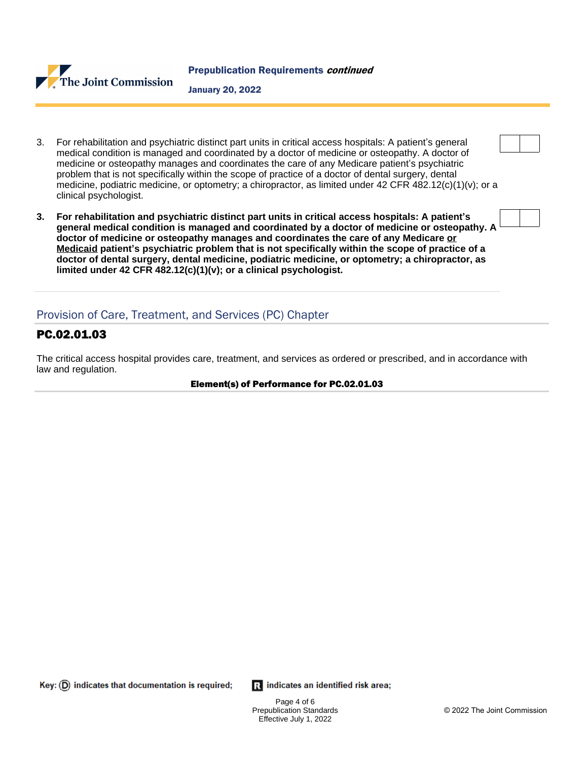3. For rehabilitation and psychiatric distinct part units in critical access hospitals: A patient's general medical condition is managed and coordinated by a doctor of medicine or osteopathy. A doctor of medicine or osteopathy manages and coordinates the care of any Medicare patient's psychiatric problem that is not specifically within the scope of practice of a doctor of dental surgery, dental medicine, podiatric medicine, or optometry; a chiropractor, as limited under 42 CFR 482.12(c)(1)(v); or a clinical psychologist.

**3. For rehabilitation and psychiatric distinct part units in critical access hospitals: A patient's general medical condition is managed and coordinated by a doctor of medicine or osteopathy. A doctor of medicine or osteopathy manages and coordinates the care of any Medicare <u>or Medicaid</u> patient's psychiatric problem that is not specifically within the scope of practice of a doctor of dental surgery, dental medicine, podiatric medicine, or optometry; a chiropractor, as limited under 42 CFR 482.12(c)(1)(v); or a clinical psychologist.**

## Provision of Care, Treatment, and Services (PC) Chapter

### PC.02.01.03

The critical access hospital provides care, treatment, and services as ordered or prescribed, and in accordance with law and regulation.

**Element(s) of Performance for PC.02.01.03**

Key: (D) indicates that documentation is required; R indicates an identified risk area;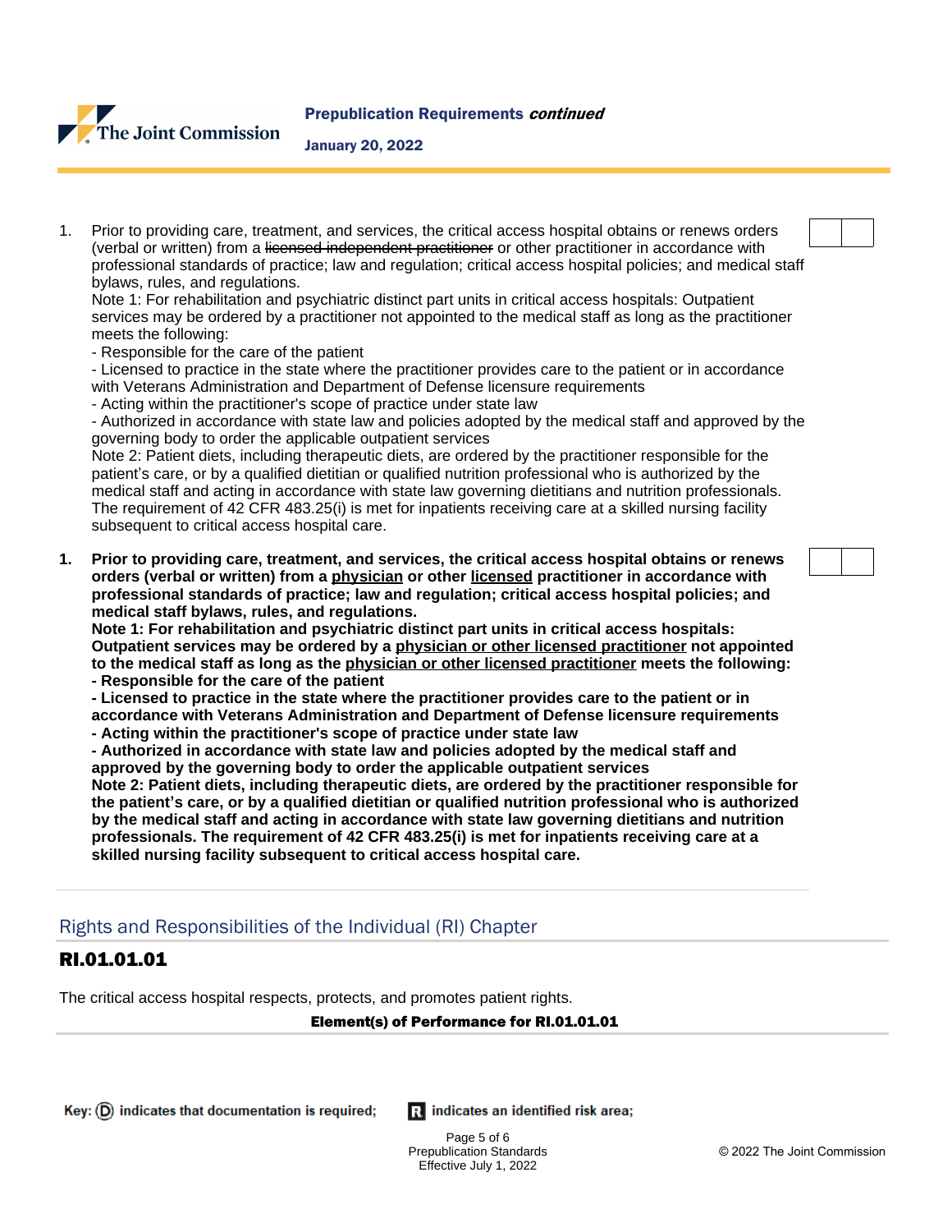1. Prior to providing care, treatment, and services, the critical access hospital obtains or renews orders (verbal or written) from a ~~licensed independent practitioner~~ or other practitioner in accordance with professional standards of practice; law and regulation; critical access hospital policies; and medical staff bylaws, rules, and regulations.
   Note 1: For rehabilitation and psychiatric distinct part units in critical access hospitals: Outpatient services may be ordered by a practitioner not appointed to the medical staff as long as the practitioner meets the following:
   - Responsible for the care of the patient
   - Licensed to practice in the state where the practitioner provides care to the patient or in accordance with Veterans Administration and Department of Defense licensure requirements
   - Acting within the practitioner's scope of practice under state law
   - Authorized in accordance with state law and policies adopted by the medical staff and approved by the governing body to order the applicable outpatient services

   Note 2: Patient diets, including therapeutic diets, are ordered by the practitioner responsible for the patient's care, or by a qualified dietitian or qualified nutrition professional who is authorized by the medical staff and acting in accordance with state law governing dietitians and nutrition professionals. The requirement of 42 CFR 483.25(i) is met for inpatients receiving care at a skilled nursing facility subsequent to critical access hospital care.

1. **Prior to providing care, treatment, and services, the critical access hospital obtains or renews orders (verbal or written) from a <u>physician</u> or other <u>licensed</u> practitioner in accordance with professional standards of practice; law and regulation; critical access hospital policies; and medical staff bylaws, rules, and regulations.**
   **Note 1: For rehabilitation and psychiatric distinct part units in critical access hospitals: Outpatient services may be ordered by a <u>physician or other licensed practitioner</u> not appointed to the medical staff as long as the <u>physician or other licensed practitioner</u> meets the following:**
   - **Responsible for the care of the patient**
   - **Licensed to practice in the state where the practitioner provides care to the patient or in accordance with Veterans Administration and Department of Defense licensure requirements**
   - **Acting within the practitioner's scope of practice under state law**
   - **Authorized in accordance with state law and policies adopted by the medical staff and approved by the governing body to order the applicable outpatient services**

   **Note 2: Patient diets, including therapeutic diets, are ordered by the practitioner responsible for the patient's care, or by a qualified dietitian or qualified nutrition professional who is authorized by the medical staff and acting in accordance with state law governing dietitians and nutrition professionals. The requirement of 42 CFR 483.25(i) is met for inpatients receiving care at a skilled nursing facility subsequent to critical access hospital care.**

## Rights and Responsibilities of the Individual (RI) Chapter

## RI.01.01.01

The critical access hospital respects, protects, and promotes patient rights.

**Element(s) of Performance for RI.01.01.01**

Key: (D) indicates that documentation is required; **R** indicates an identified risk area;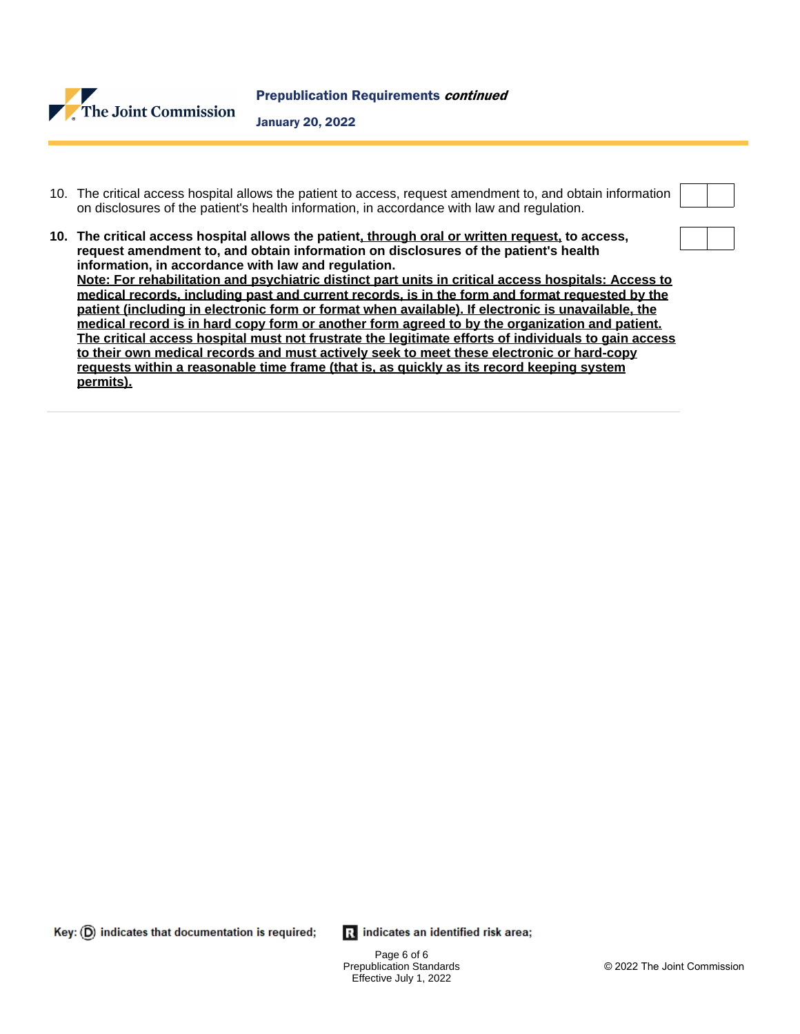10. The critical access hospital allows the patient to access, request amendment to, and obtain information on disclosures of the patient's health information, in accordance with law and regulation.

**10. The critical access hospital allows the patient<u>, through oral or written request,</u> to access, request amendment to, and obtain information on disclosures of the patient's health information, in accordance with law and regulation.**
**<u>Note: For rehabilitation and psychiatric distinct part units in critical access hospitals: Access to medical records, including past and current records, is in the form and format requested by the patient (including in electronic form or format when available). If electronic is unavailable, the medical record is in hard copy form or another form agreed to by the organization and patient. The critical access hospital must not frustrate the legitimate efforts of individuals to gain access to their own medical records and must actively seek to meet these electronic or hard-copy requests within a reasonable time frame (that is, as quickly as its record keeping system permits).</u>**

Key: (D) indicates that documentation is required; R indicates an identified risk area;